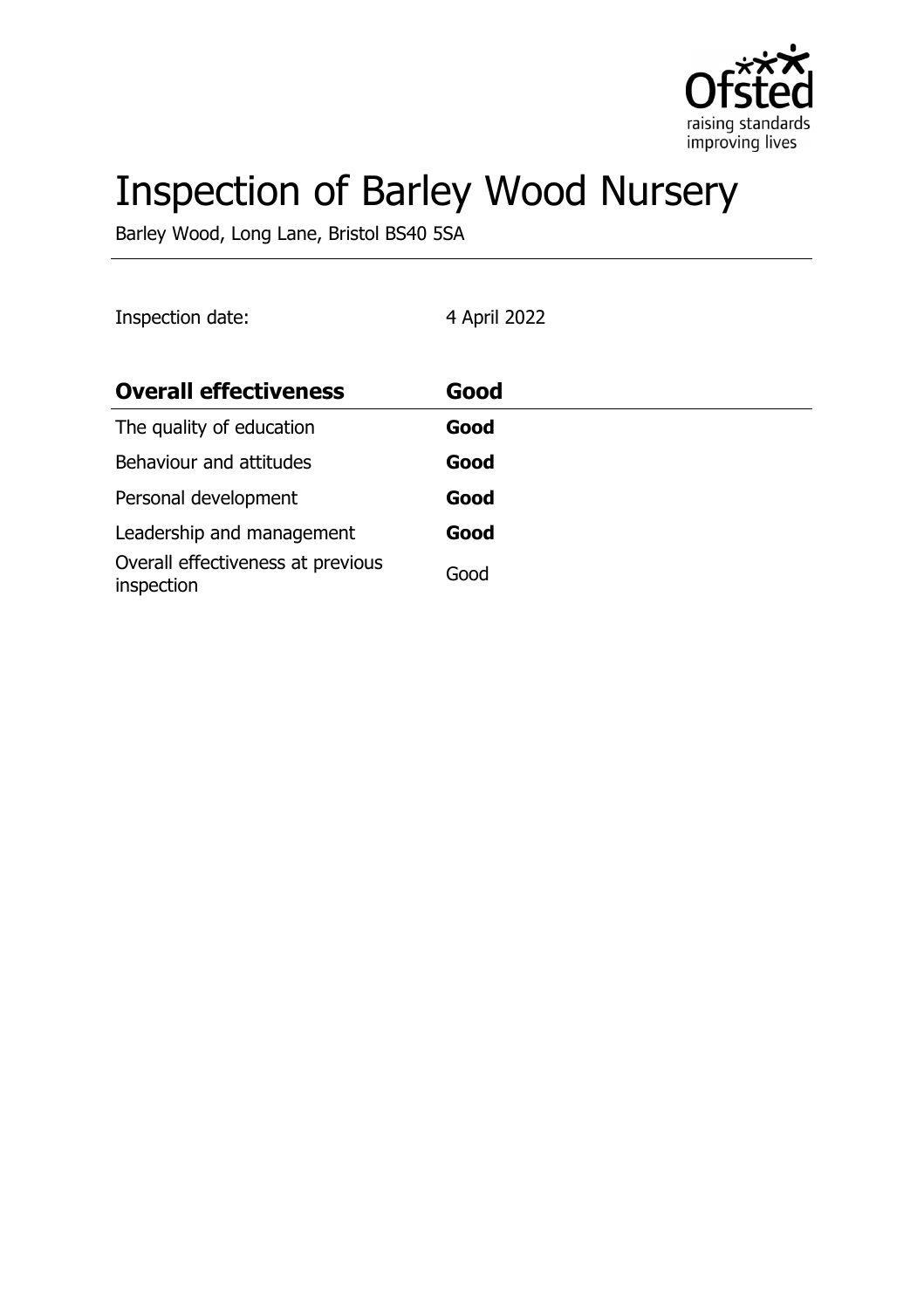# Inspection of Barley Wood Nursery

Barley Wood, Long Lane, Bristol BS40 5SA

Inspection date: 4 April 2022

| **Overall effectiveness** | **Good** |
|---|---|
| The quality of education | **Good** |
| Behaviour and attitudes | **Good** |
| Personal development | **Good** |
| Leadership and management | **Good** |
| Overall effectiveness at previous inspection | Good |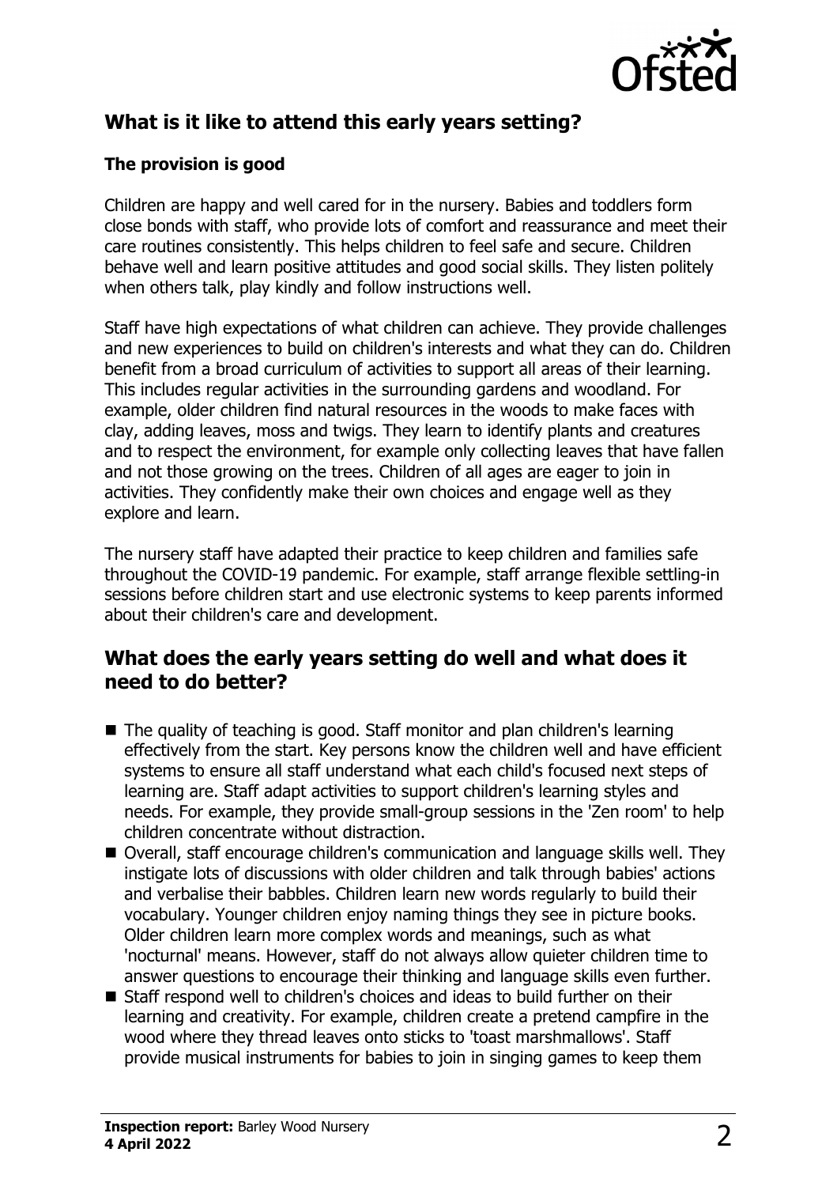## What is it like to attend this early years setting?

### The provision is good

Children are happy and well cared for in the nursery. Babies and toddlers form close bonds with staff, who provide lots of comfort and reassurance and meet their care routines consistently. This helps children to feel safe and secure. Children behave well and learn positive attitudes and good social skills. They listen politely when others talk, play kindly and follow instructions well.

Staff have high expectations of what children can achieve. They provide challenges and new experiences to build on children's interests and what they can do. Children benefit from a broad curriculum of activities to support all areas of their learning. This includes regular activities in the surrounding gardens and woodland. For example, older children find natural resources in the woods to make faces with clay, adding leaves, moss and twigs. They learn to identify plants and creatures and to respect the environment, for example only collecting leaves that have fallen and not those growing on the trees. Children of all ages are eager to join in activities. They confidently make their own choices and engage well as they explore and learn.

The nursery staff have adapted their practice to keep children and families safe throughout the COVID-19 pandemic. For example, staff arrange flexible settling-in sessions before children start and use electronic systems to keep parents informed about their children's care and development.

## What does the early years setting do well and what does it need to do better?

- The quality of teaching is good. Staff monitor and plan children's learning effectively from the start. Key persons know the children well and have efficient systems to ensure all staff understand what each child's focused next steps of learning are. Staff adapt activities to support children's learning styles and needs. For example, they provide small-group sessions in the 'Zen room' to help children concentrate without distraction.
- Overall, staff encourage children's communication and language skills well. They instigate lots of discussions with older children and talk through babies' actions and verbalise their babbles. Children learn new words regularly to build their vocabulary. Younger children enjoy naming things they see in picture books. Older children learn more complex words and meanings, such as what 'nocturnal' means. However, staff do not always allow quieter children time to answer questions to encourage their thinking and language skills even further.
- Staff respond well to children's choices and ideas to build further on their learning and creativity. For example, children create a pretend campfire in the wood where they thread leaves onto sticks to 'toast marshmallows'. Staff provide musical instruments for babies to join in singing games to keep them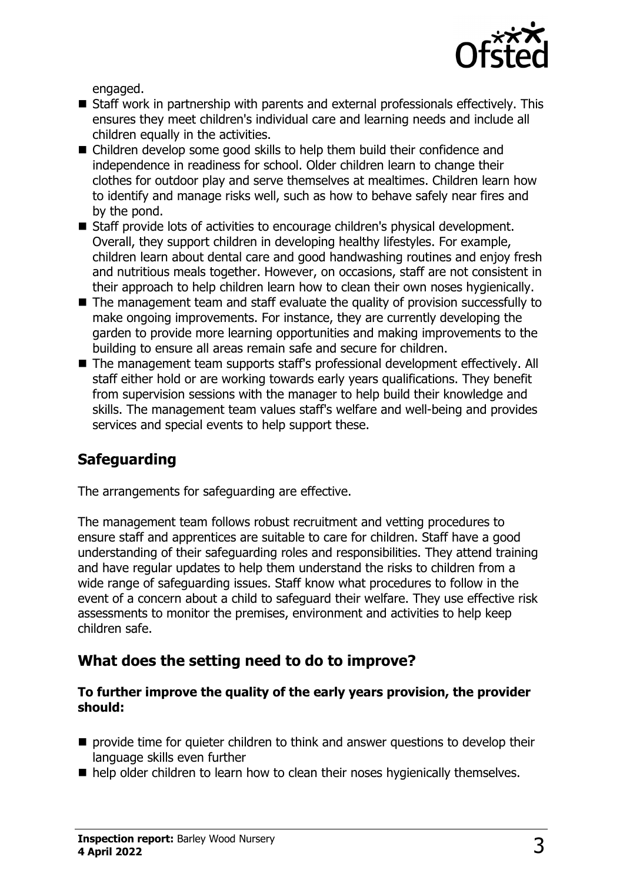engaged.

- Staff work in partnership with parents and external professionals effectively. This ensures they meet children's individual care and learning needs and include all children equally in the activities.
- Children develop some good skills to help them build their confidence and independence in readiness for school. Older children learn to change their clothes for outdoor play and serve themselves at mealtimes. Children learn how to identify and manage risks well, such as how to behave safely near fires and by the pond.
- Staff provide lots of activities to encourage children's physical development. Overall, they support children in developing healthy lifestyles. For example, children learn about dental care and good handwashing routines and enjoy fresh and nutritious meals together. However, on occasions, staff are not consistent in their approach to help children learn how to clean their own noses hygienically.
- The management team and staff evaluate the quality of provision successfully to make ongoing improvements. For instance, they are currently developing the garden to provide more learning opportunities and making improvements to the building to ensure all areas remain safe and secure for children.
- The management team supports staff's professional development effectively. All staff either hold or are working towards early years qualifications. They benefit from supervision sessions with the manager to help build their knowledge and skills. The management team values staff's welfare and well-being and provides services and special events to help support these.

## Safeguarding

The arrangements for safeguarding are effective.

The management team follows robust recruitment and vetting procedures to ensure staff and apprentices are suitable to care for children. Staff have a good understanding of their safeguarding roles and responsibilities. They attend training and have regular updates to help them understand the risks to children from a wide range of safeguarding issues. Staff know what procedures to follow in the event of a concern about a child to safeguard their welfare. They use effective risk assessments to monitor the premises, environment and activities to help keep children safe.

## What does the setting need to do to improve?

**To further improve the quality of the early years provision, the provider should:**

- provide time for quieter children to think and answer questions to develop their language skills even further
- help older children to learn how to clean their noses hygienically themselves.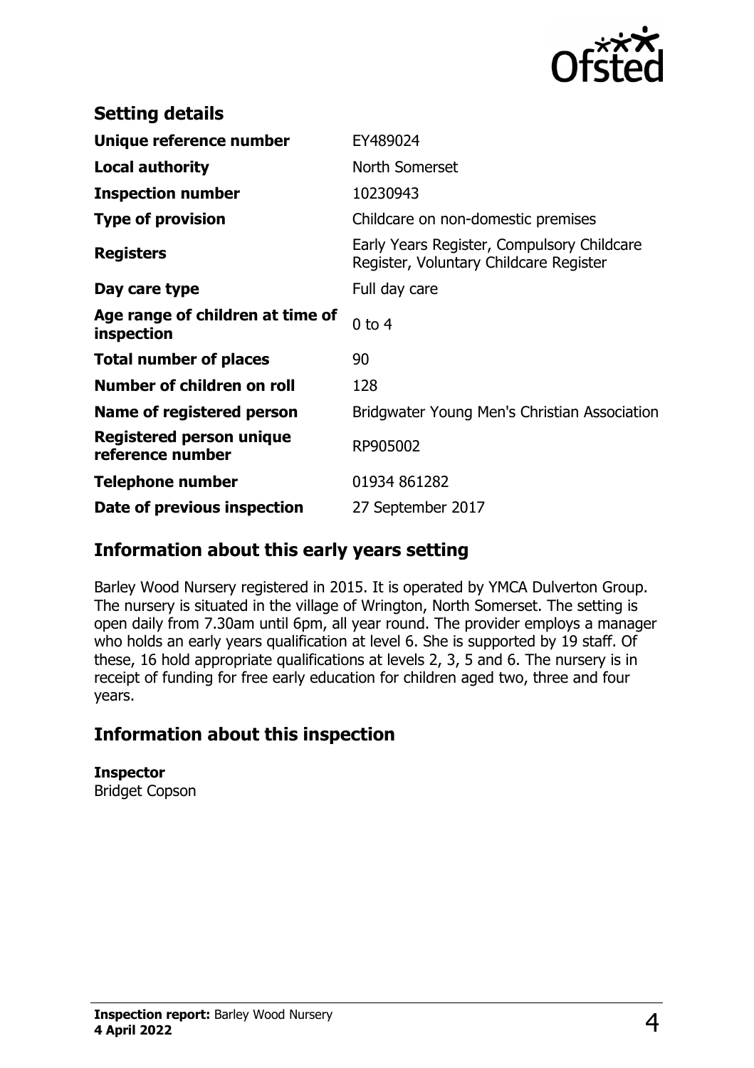## Setting details

| | |
|---|---|
| **Unique reference number** | EY489024 |
| **Local authority** | North Somerset |
| **Inspection number** | 10230943 |
| **Type of provision** | Childcare on non-domestic premises |
| **Registers** | Early Years Register, Compulsory Childcare Register, Voluntary Childcare Register |
| **Day care type** | Full day care |
| **Age range of children at time of inspection** | 0 to 4 |
| **Total number of places** | 90 |
| **Number of children on roll** | 128 |
| **Name of registered person** | Bridgwater Young Men's Christian Association |
| **Registered person unique reference number** | RP905002 |
| **Telephone number** | 01934 861282 |
| **Date of previous inspection** | 27 September 2017 |

## Information about this early years setting

Barley Wood Nursery registered in 2015. It is operated by YMCA Dulverton Group. The nursery is situated in the village of Wrington, North Somerset. The setting is open daily from 7.30am until 6pm, all year round. The provider employs a manager who holds an early years qualification at level 6. She is supported by 19 staff. Of these, 16 hold appropriate qualifications at levels 2, 3, 5 and 6. The nursery is in receipt of funding for free early education for children aged two, three and four years.

## Information about this inspection

**Inspector**
Bridget Copson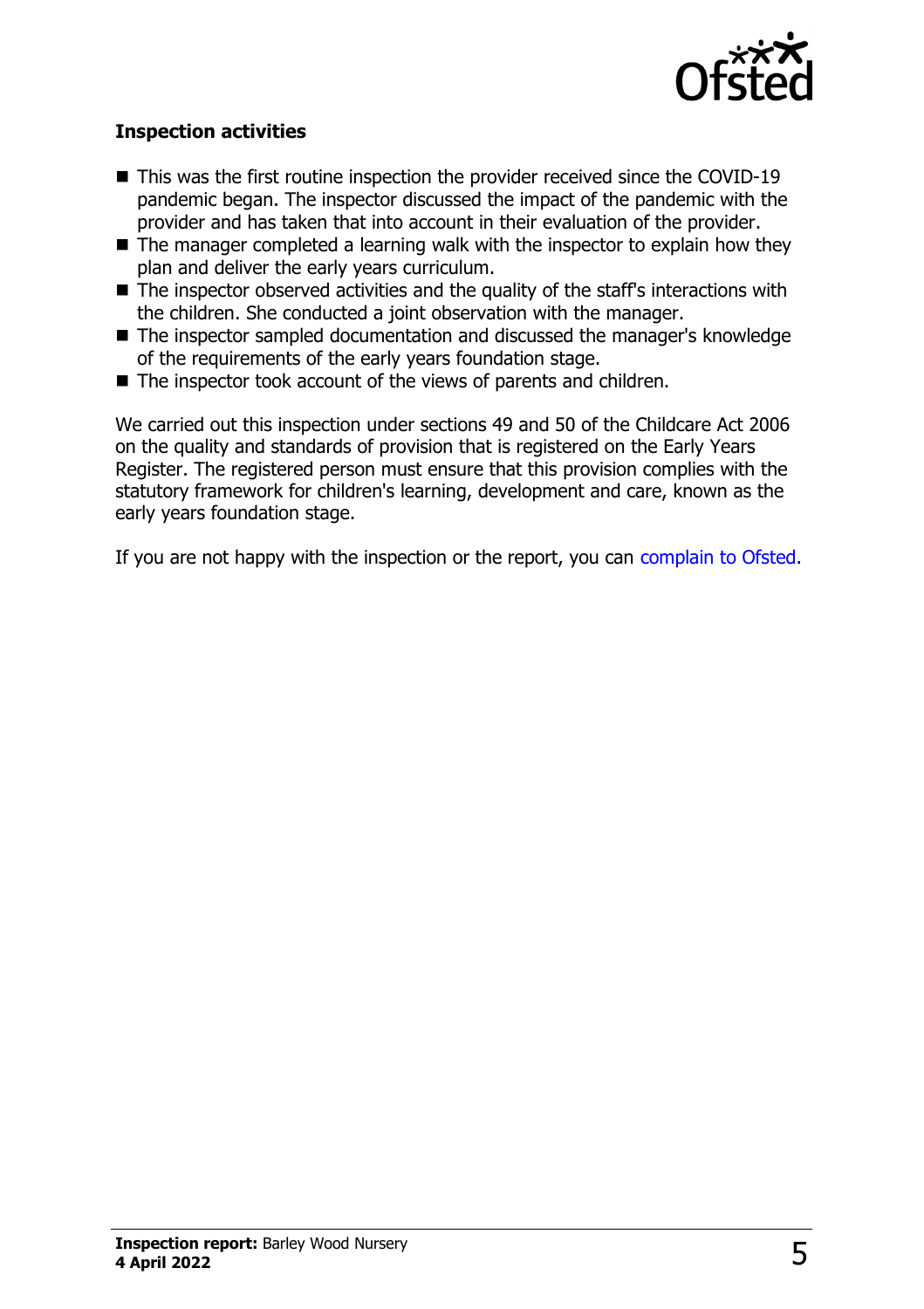### Inspection activities

- This was the first routine inspection the provider received since the COVID-19 pandemic began. The inspector discussed the impact of the pandemic with the provider and has taken that into account in their evaluation of the provider.
- The manager completed a learning walk with the inspector to explain how they plan and deliver the early years curriculum.
- The inspector observed activities and the quality of the staff's interactions with the children. She conducted a joint observation with the manager.
- The inspector sampled documentation and discussed the manager's knowledge of the requirements of the early years foundation stage.
- The inspector took account of the views of parents and children.

We carried out this inspection under sections 49 and 50 of the Childcare Act 2006 on the quality and standards of provision that is registered on the Early Years Register. The registered person must ensure that this provision complies with the statutory framework for children's learning, development and care, known as the early years foundation stage.

If you are not happy with the inspection or the report, you can complain to Ofsted.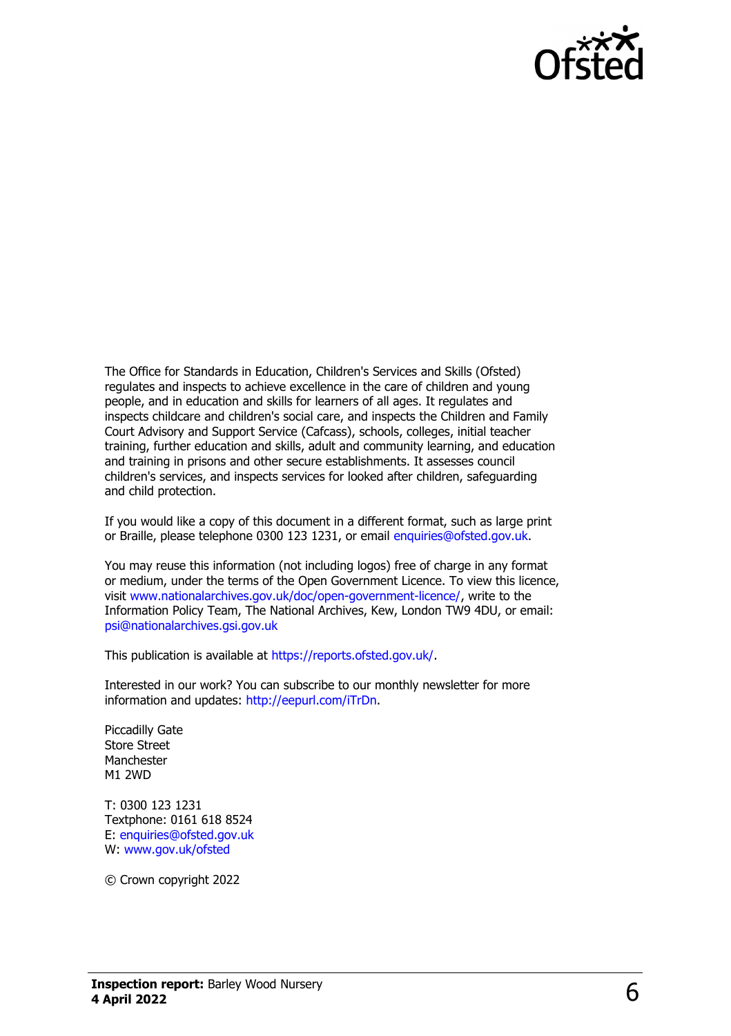The Office for Standards in Education, Children's Services and Skills (Ofsted) regulates and inspects to achieve excellence in the care of children and young people, and in education and skills for learners of all ages. It regulates and inspects childcare and children's social care, and inspects the Children and Family Court Advisory and Support Service (Cafcass), schools, colleges, initial teacher training, further education and skills, adult and community learning, and education and training in prisons and other secure establishments. It assesses council children's services, and inspects services for looked after children, safeguarding and child protection.

If you would like a copy of this document in a different format, such as large print or Braille, please telephone 0300 123 1231, or email enquiries@ofsted.gov.uk.

You may reuse this information (not including logos) free of charge in any format or medium, under the terms of the Open Government Licence. To view this licence, visit www.nationalarchives.gov.uk/doc/open-government-licence/, write to the Information Policy Team, The National Archives, Kew, London TW9 4DU, or email: psi@nationalarchives.gsi.gov.uk

This publication is available at https://reports.ofsted.gov.uk/.

Interested in our work? You can subscribe to our monthly newsletter for more information and updates: http://eepurl.com/iTrDn.

Piccadilly Gate
Store Street
Manchester
M1 2WD

T: 0300 123 1231
Textphone: 0161 618 8524
E: enquiries@ofsted.gov.uk
W: www.gov.uk/ofsted

© Crown copyright 2022